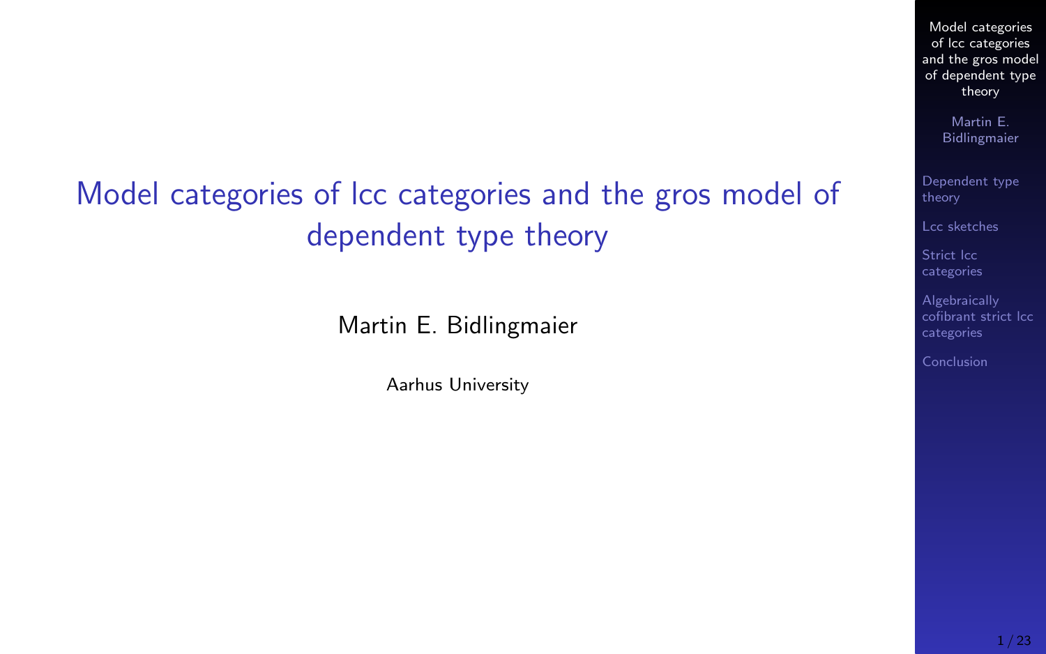# Model categories of lcc categories and the gros model of dependent type theory

Martin E. Bidlingmaier

Aarhus University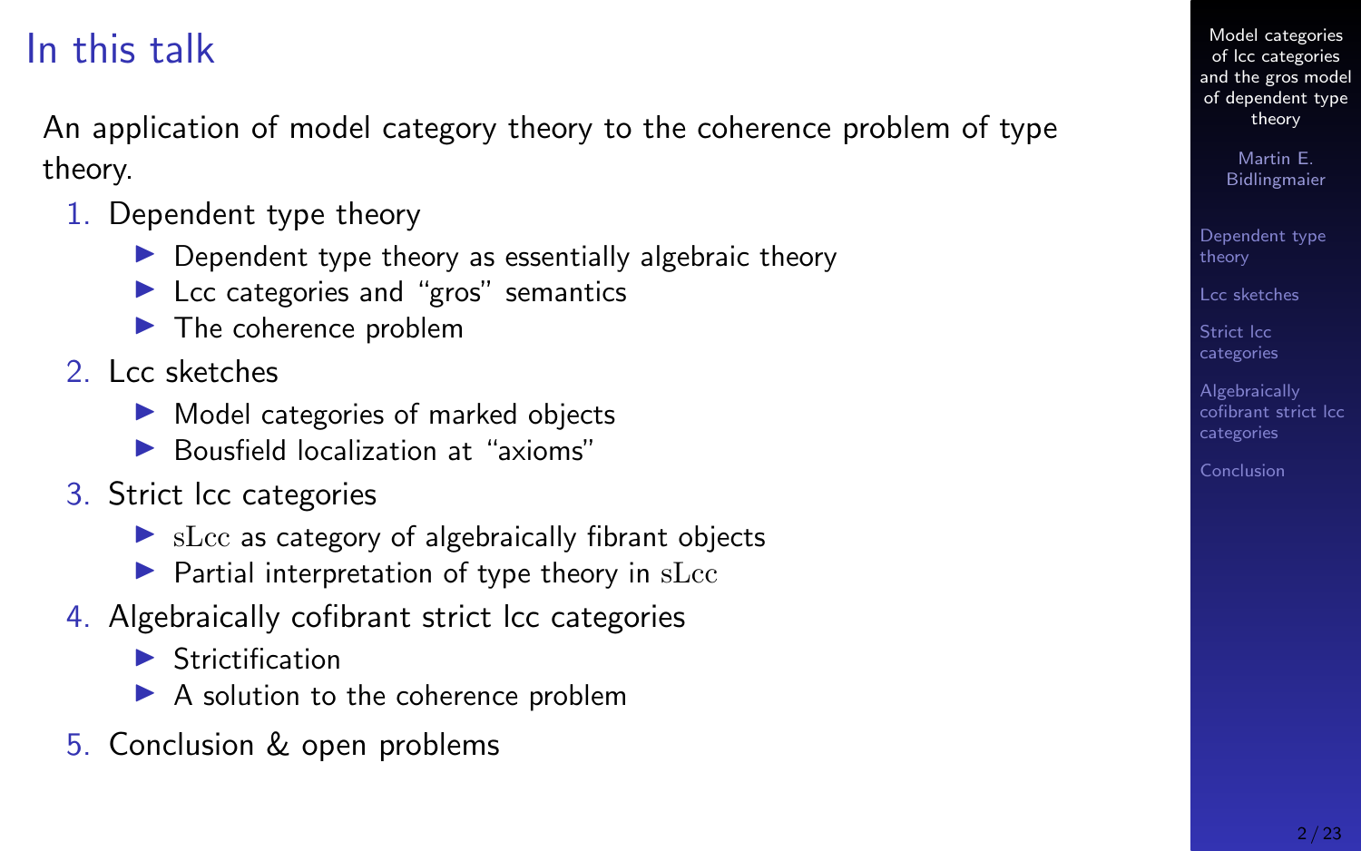# In this talk

An application of model category theory to the coherence problem of type theory.

1. Dependent type theory
   - Dependent type theory as essentially algebraic theory
   - Lcc categories and "gros" semantics
   - The coherence problem
2. Lcc sketches
   - Model categories of marked objects
   - Bousfield localization at "axioms"
3. Strict lcc categories
   - $\mathrm{sLcc}$ as category of algebraically fibrant objects
   - Partial interpretation of type theory in $\mathrm{sLcc}$
4. Algebraically cofibrant strict lcc categories
   - Strictification
   - A solution to the coherence problem
5. Conclusion & open problems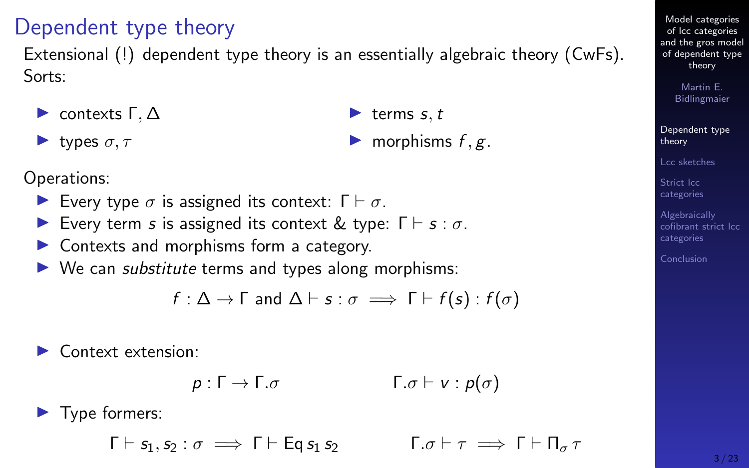# Dependent type theory

Extensional (!) dependent type theory is an essentially algebraic theory (CwFs).
Sorts:

- contexts $\Gamma, \Delta$
- types $\sigma, \tau$
- terms $s, t$
- morphisms $f, g$.

Operations:

- Every type $\sigma$ is assigned its context: $\Gamma \vdash \sigma$.
- Every term $s$ is assigned its context & type: $\Gamma \vdash s : \sigma$.
- Contexts and morphisms form a category.
- We can *substitute* terms and types along morphisms:

$$f : \Delta \to \Gamma \text{ and } \Delta \vdash s : \sigma \implies \Gamma \vdash f(s) : f(\sigma)$$

- Context extension:

$$p : \Gamma \to \Gamma.\sigma \qquad\qquad \Gamma.\sigma \vdash v : p(\sigma)$$

- Type formers:

$$\Gamma \vdash s_1, s_2 : \sigma \implies \Gamma \vdash \mathsf{Eq}\, s_1\, s_2 \qquad\qquad \Gamma.\sigma \vdash \tau \implies \Gamma \vdash \Pi_\sigma\, \tau$$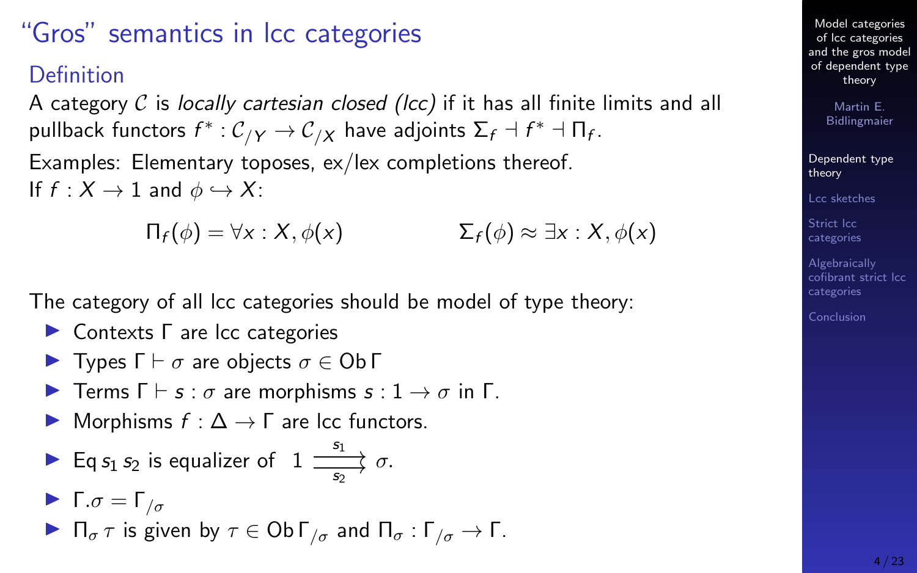# "Gros" semantics in lcc categories

## Definition

A category $\mathcal{C}$ is *locally cartesian closed (lcc)* if it has all finite limits and all pullback functors $f^* : \mathcal{C}_{/Y} \to \mathcal{C}_{/X}$ have adjoints $\Sigma_f \dashv f^* \dashv \Pi_f$.

Examples: Elementary toposes, ex/lex completions thereof.
If $f : X \to 1$ and $\phi \hookrightarrow X$:

$$\Pi_f(\phi) = \forall x : X, \phi(x) \qquad\qquad \Sigma_f(\phi) \approx \exists x : X, \phi(x)$$

The category of all lcc categories should be model of type theory:

- Contexts $\Gamma$ are lcc categories
- Types $\Gamma \vdash \sigma$ are objects $\sigma \in \operatorname{Ob} \Gamma$
- Terms $\Gamma \vdash s : \sigma$ are morphisms $s : 1 \to \sigma$ in $\Gamma$.
- Morphisms $f : \Delta \to \Gamma$ are lcc functors.
- $\operatorname{Eq} s_1\, s_2$ is equalizer of $1 \underset{s_2}{\overset{s_1}{\rightrightarrows}} \sigma$.
- $\Gamma.\sigma = \Gamma_{/\sigma}$
- $\Pi_\sigma\, \tau$ is given by $\tau \in \operatorname{Ob} \Gamma_{/\sigma}$ and $\Pi_\sigma : \Gamma_{/\sigma} \to \Gamma$.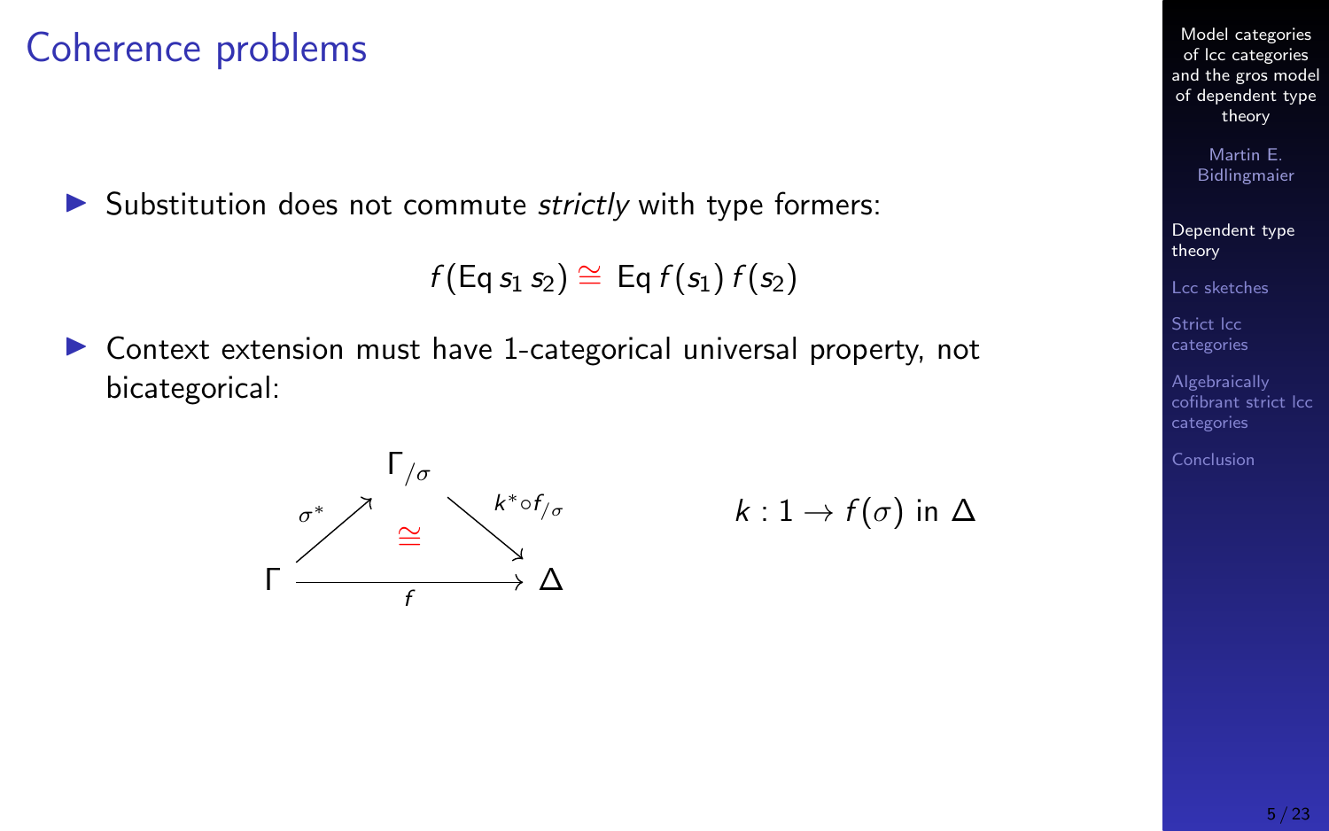# Coherence problems

- Substitution does not commute *strictly* with type formers:

$$f(\mathrm{Eq}\, s_1\, s_2) \cong \mathrm{Eq}\, f(s_1)\, f(s_2)$$

- Context extension must have 1-categorical universal property, not bicategorical:

$$\begin{array}{ccc} & \Gamma_{/\sigma} & \\ {\scriptstyle \sigma^*} \nearrow & \cong & \searrow {\scriptstyle k^* \circ f_{/\sigma}} \\ \Gamma & \xrightarrow{\quad f \quad} & \Delta \end{array}$$

$k : 1 \to f(\sigma)$ in $\Delta$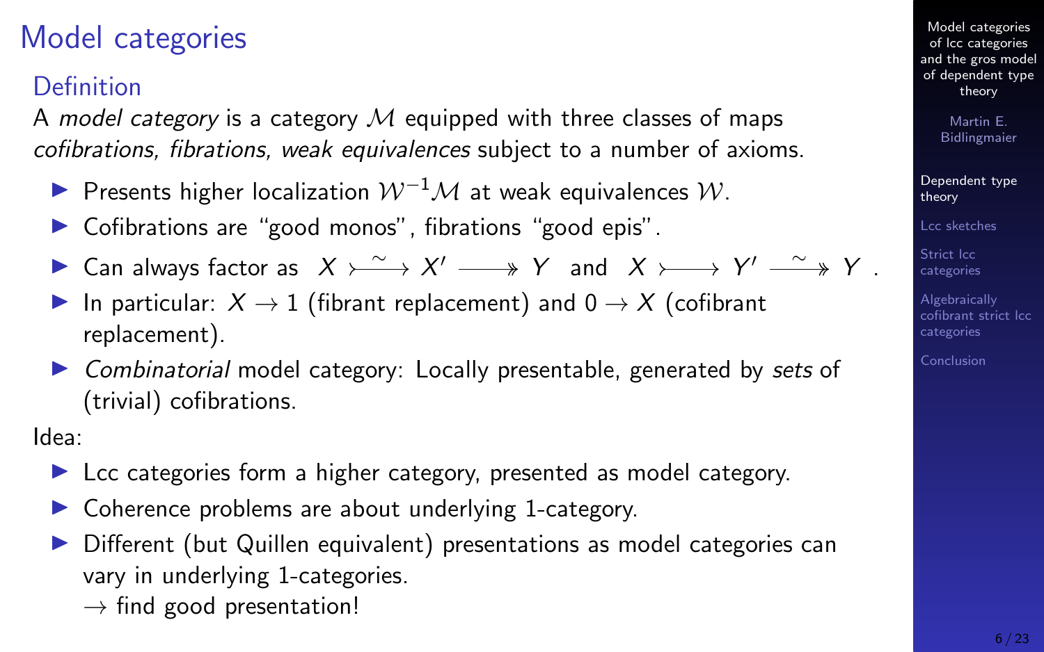# Model categories

## Definition

A *model category* is a category $\mathcal{M}$ equipped with three classes of maps *cofibrations, fibrations, weak equivalences* subject to a number of axioms.

- Presents higher localization $\mathcal{W}^{-1}\mathcal{M}$ at weak equivalences $\mathcal{W}$.
- Cofibrations are "good monos", fibrations "good epis".
- Can always factor as $X \xrightarrow{\sim} X' \twoheadrightarrow Y$ and $X \rightarrowtail Y' \xrightarrow{\sim} Y$ .
- In particular: $X \to 1$ (fibrant replacement) and $0 \to X$ (cofibrant replacement).
- *Combinatorial* model category: Locally presentable, generated by *sets* of (trivial) cofibrations.

Idea:

- Lcc categories form a higher category, presented as model category.
- Coherence problems are about underlying 1-category.
- Different (but Quillen equivalent) presentations as model categories can vary in underlying 1-categories.
  $\to$ find good presentation!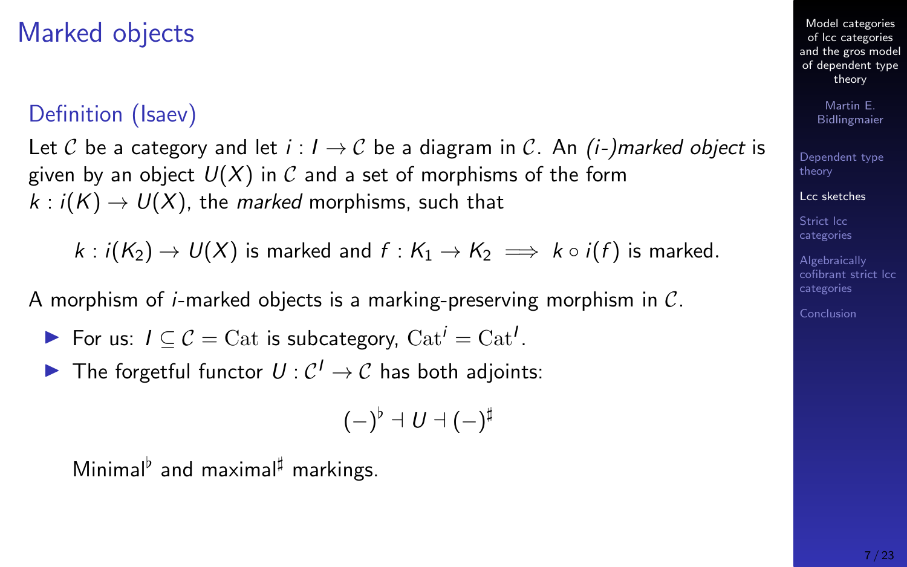# Marked objects

## Definition (Isaev)

Let $\mathcal{C}$ be a category and let $i : I \to \mathcal{C}$ be a diagram in $\mathcal{C}$. An *(i-)marked object* is given by an object $U(X)$ in $\mathcal{C}$ and a set of morphisms of the form $k : i(K) \to U(X)$, the *marked* morphisms, such that

$$k : i(K_2) \to U(X) \text{ is marked and } f : K_1 \to K_2 \implies k \circ i(f) \text{ is marked.}$$

A morphism of $i$-marked objects is a marking-preserving morphism in $\mathcal{C}$.

- For us: $I \subseteq \mathcal{C} = \mathrm{Cat}$ is subcategory, $\mathrm{Cat}^i = \mathrm{Cat}^I$.
- The forgetful functor $U : \mathcal{C}^I \to \mathcal{C}$ has both adjoints:

$$(-)^\flat \dashv U \dashv (-)^\sharp$$

  Minimal$^\flat$ and maximal$^\sharp$ markings.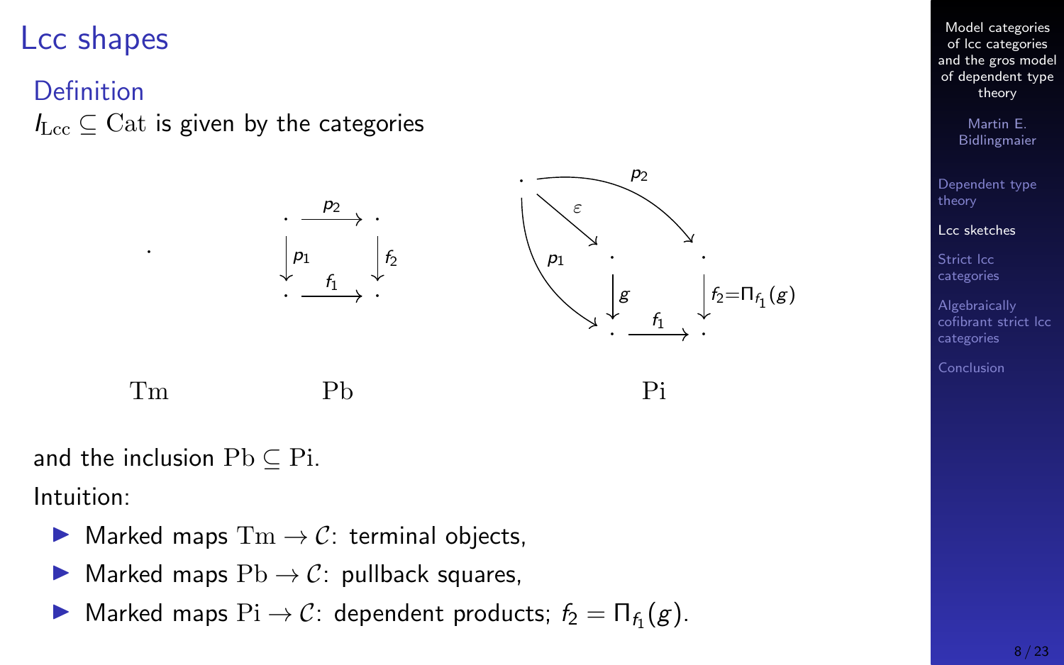# Lcc shapes

## Definition

$I_{\mathrm{Lcc}} \subseteq \mathrm{Cat}$ is given by the categories

$\mathrm{Tm}$: a single object $\cdot$

$\mathrm{Pb}$: a square with $p_2$ (top), $p_1$ (left), $f_2$ (right), $f_1$ (bottom)

$\mathrm{Pi}$: a diagram with arrows $p_2$, $\varepsilon$, $p_1$, $g$, $f_1$, and $f_2 = \Pi_{f_1}(g)$

and the inclusion $\mathrm{Pb} \subseteq \mathrm{Pi}$.

Intuition:

- Marked maps $\mathrm{Tm} \to \mathcal{C}$: terminal objects,
- Marked maps $\mathrm{Pb} \to \mathcal{C}$: pullback squares,
- Marked maps $\mathrm{Pi} \to \mathcal{C}$: dependent products; $f_2 = \Pi_{f_1}(g)$.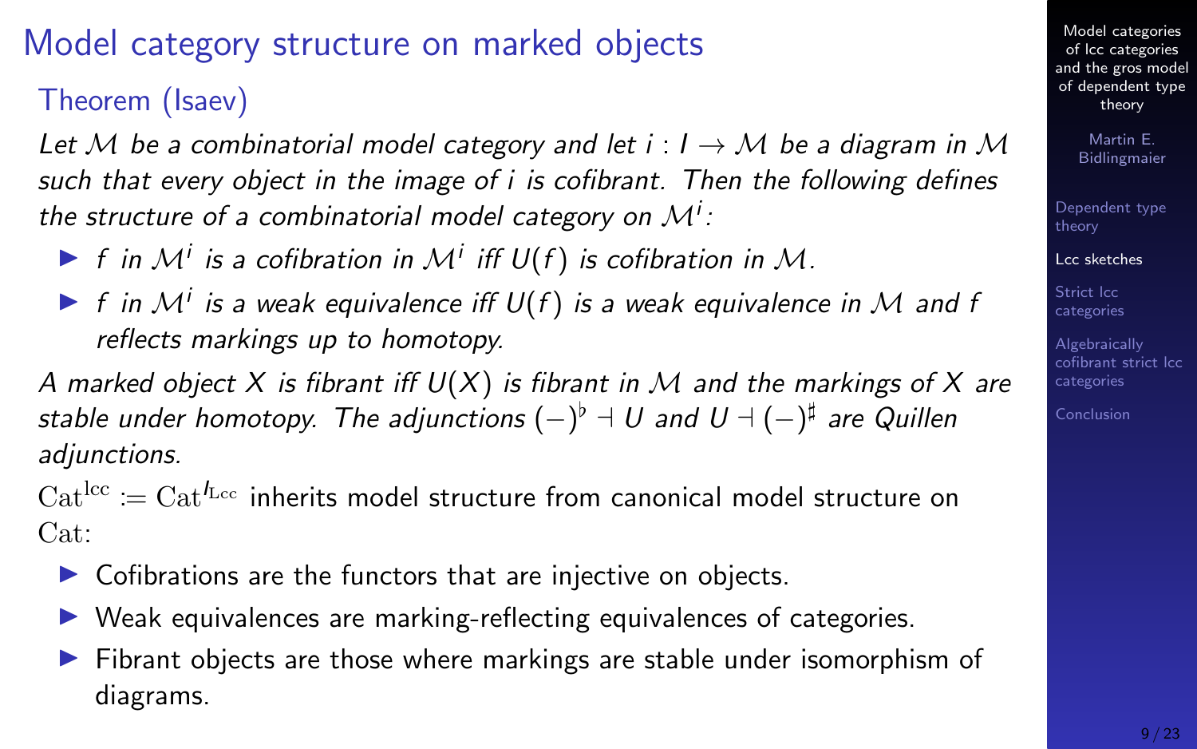# Model category structure on marked objects

## Theorem (Isaev)

*Let $\mathcal{M}$ be a combinatorial model category and let $i : I \to \mathcal{M}$ be a diagram in $\mathcal{M}$ such that every object in the image of $i$ is cofibrant. Then the following defines the structure of a combinatorial model category on $\mathcal{M}^i$:*

- *$f$ in $\mathcal{M}^i$ is a cofibration in $\mathcal{M}^i$ iff $U(f)$ is cofibration in $\mathcal{M}$.*
- *$f$ in $\mathcal{M}^i$ is a weak equivalence iff $U(f)$ is a weak equivalence in $\mathcal{M}$ and $f$ reflects markings up to homotopy.*

*A marked object $X$ is fibrant iff $U(X)$ is fibrant in $\mathcal{M}$ and the markings of $X$ are stable under homotopy. The adjunctions $(-)^\flat \dashv U$ and $U \dashv (-)^\sharp$ are Quillen adjunctions.*

$\mathrm{Cat}^{\mathrm{lcc}} := \mathrm{Cat}^{I_{\mathrm{Lcc}}}$ inherits model structure from canonical model structure on $\mathrm{Cat}$:

- Cofibrations are the functors that are injective on objects.
- Weak equivalences are marking-reflecting equivalences of categories.
- Fibrant objects are those where markings are stable under isomorphism of diagrams.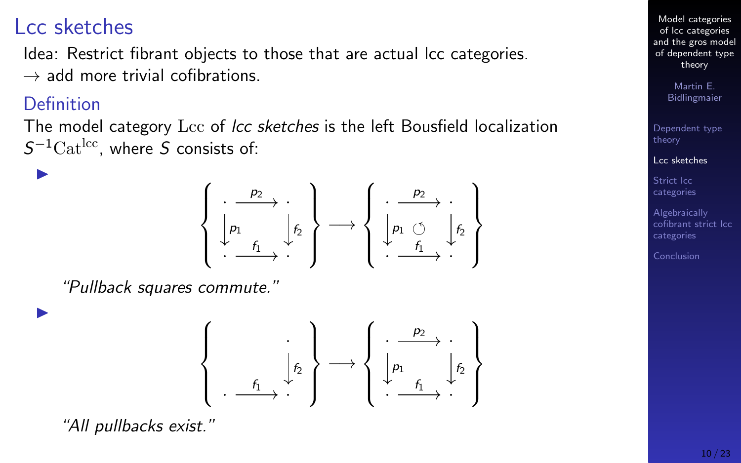# Lcc sketches

Idea: Restrict fibrant objects to those that are actual lcc categories.
$\to$ add more trivial cofibrations.

## Definition

The model category $\mathrm{Lcc}$ of *lcc sketches* is the left Bousfield localization $S^{-1}\mathrm{Cat}^{\mathrm{lcc}}$, where $S$ consists of:

- $$\left\{ \begin{array}{ccc} \cdot & \xrightarrow{p_2} & \cdot \\ \downarrow{\scriptstyle p_1} & & \downarrow{\scriptstyle f_2} \\ \cdot & \xrightarrow{f_1} & \cdot \end{array} \right\} \longrightarrow \left\{ \begin{array}{ccc} \cdot & \xrightarrow{p_2} & \cdot \\ \downarrow{\scriptstyle p_1} & \circlearrowleft & \downarrow{\scriptstyle f_2} \\ \cdot & \xrightarrow{f_1} & \cdot \end{array} \right\}$$

  *"Pullback squares commute."*

- $$\left\{ \begin{array}{ccc} & & \cdot \\ & & \downarrow{\scriptstyle f_2} \\ \cdot & \xrightarrow{f_1} & \cdot \end{array} \right\} \longrightarrow \left\{ \begin{array}{ccc} \cdot & \xrightarrow{p_2} & \cdot \\ \downarrow{\scriptstyle p_1} & & \downarrow{\scriptstyle f_2} \\ \cdot & \xrightarrow{f_1} & \cdot \end{array} \right\}$$

  *"All pullbacks exist."*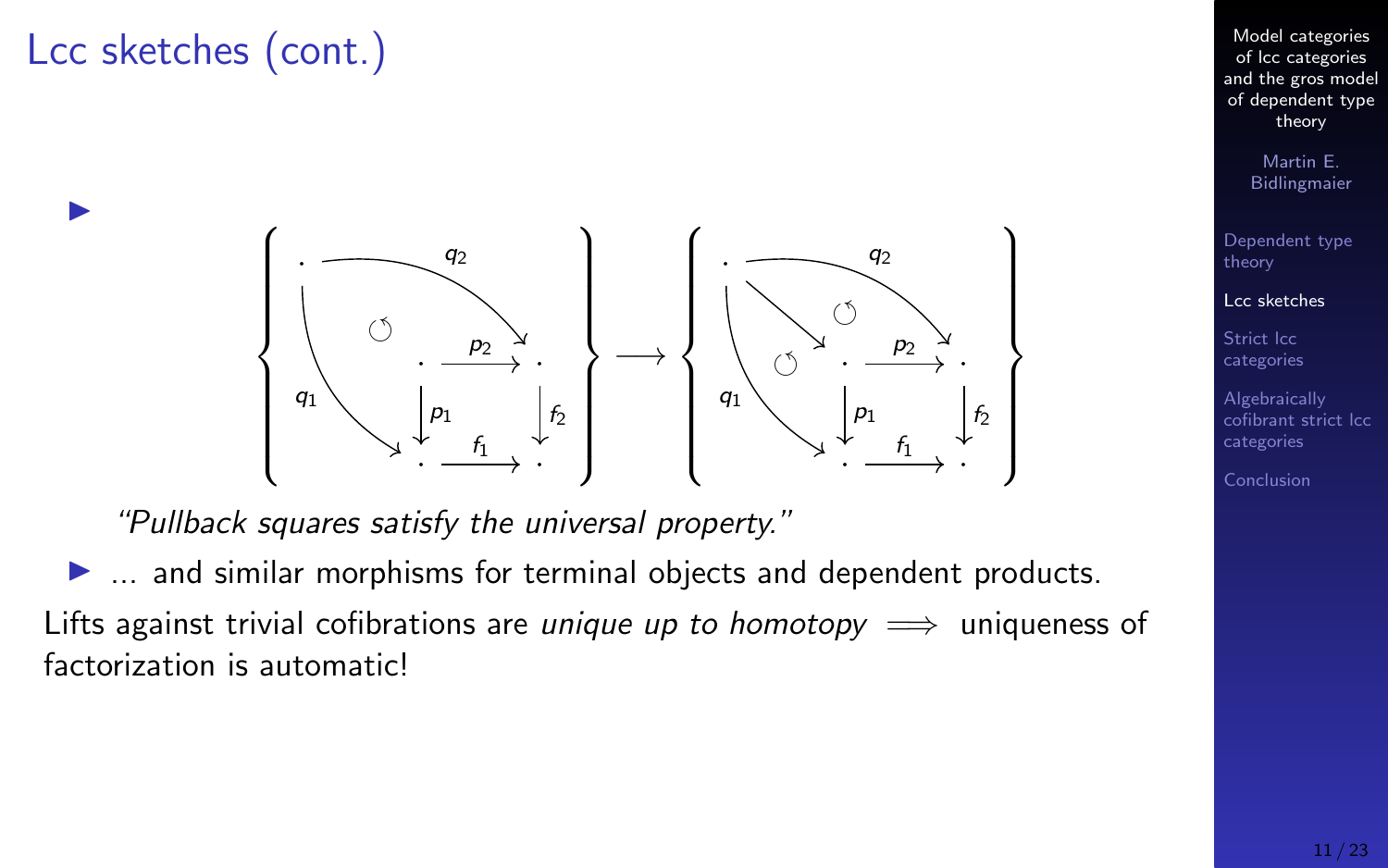# Lcc sketches (cont.)

- $$\left\{ \begin{array}{c} \text{(pullback square } p_1, p_2, f_1, f_2 \text{ with cone } q_1, q_2\text{)} \end{array} \right\} \longrightarrow \left\{ \begin{array}{c} \text{(pullback square } p_1, p_2, f_1, f_2 \text{ with cone } q_1, q_2 \text{ and factorization)} \end{array} \right\}$$

  *"Pullback squares satisfy the universal property."*

- ... and similar morphisms for terminal objects and dependent products.

Lifts against trivial cofibrations are *unique up to homotopy* $\implies$ uniqueness of factorization is automatic!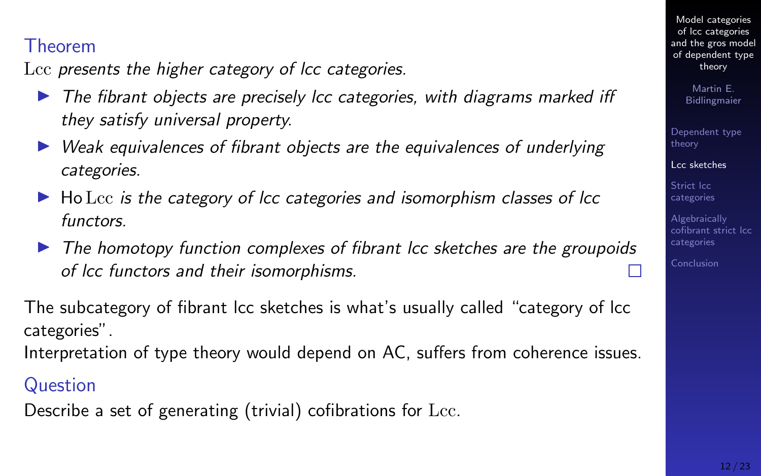### Theorem

$\mathrm{Lcc}$ *presents the higher category of lcc categories.*

- *The fibrant objects are precisely lcc categories, with diagrams marked iff they satisfy universal property.*
- *Weak equivalences of fibrant objects are the equivalences of underlying categories.*
- $\operatorname{Ho}\mathrm{Lcc}$ *is the category of lcc categories and isomorphism classes of lcc functors.*
- *The homotopy function complexes of fibrant lcc sketches are the groupoids of lcc functors and their isomorphisms.* □

The subcategory of fibrant lcc sketches is what's usually called "category of lcc categories".
Interpretation of type theory would depend on AC, suffers from coherence issues.

### Question

Describe a set of generating (trivial) cofibrations for $\mathrm{Lcc}$.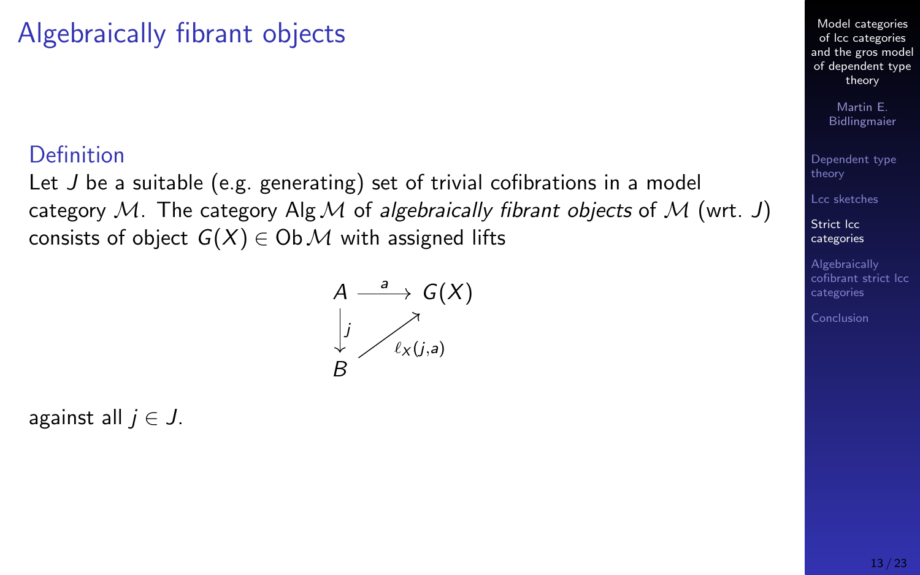# Algebraically fibrant objects

**Definition**

Let $J$ be a suitable (e.g. generating) set of trivial cofibrations in a model category $\mathcal{M}$. The category $\operatorname{Alg}\mathcal{M}$ of *algebraically fibrant objects* of $\mathcal{M}$ (wrt. $J$) consists of object $G(X) \in \operatorname{Ob}\mathcal{M}$ with assigned lifts

$$\begin{array}{ccc} A & \xrightarrow{a} & G(X) \\ {\scriptstyle j}\downarrow & \nearrow_{\ell_X(j,a)} & \\ B & & \end{array}$$

against all $j \in J$.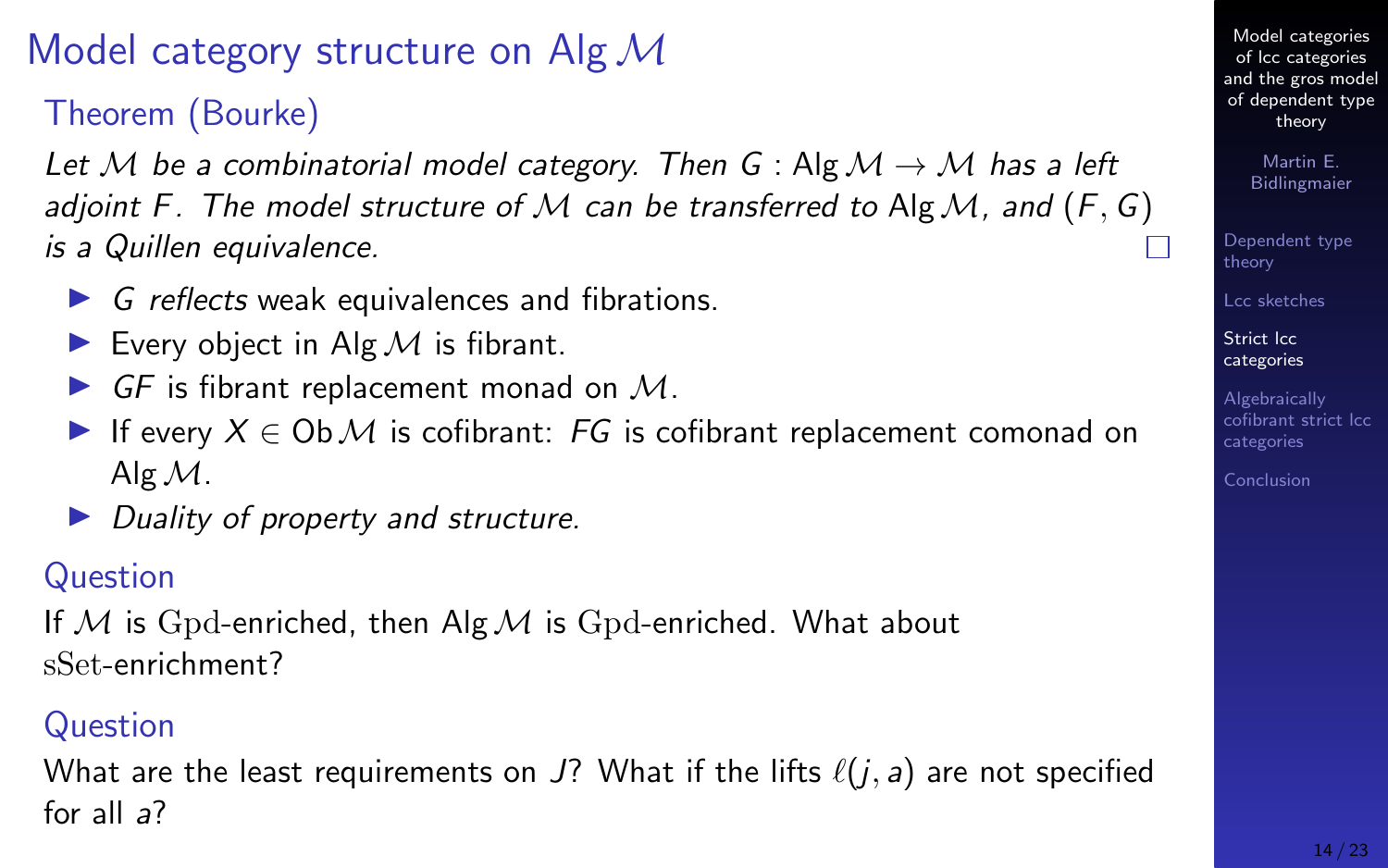# Model category structure on $\mathrm{Alg}\,\mathcal{M}$

### Theorem (Bourke)

*Let $\mathcal{M}$ be a combinatorial model category. Then $G : \mathrm{Alg}\,\mathcal{M} \to \mathcal{M}$ has a left adjoint $F$. The model structure of $\mathcal{M}$ can be transferred to $\mathrm{Alg}\,\mathcal{M}$, and $(F, G)$ is a Quillen equivalence.* □

- *$G$ reflects* weak equivalences and fibrations.
- Every object in $\mathrm{Alg}\,\mathcal{M}$ is fibrant.
- *$GF$* is fibrant replacement monad on $\mathcal{M}$.
- If every $X \in \mathrm{Ob}\,\mathcal{M}$ is cofibrant: *$FG$* is cofibrant replacement comonad on $\mathrm{Alg}\,\mathcal{M}$.
- *Duality of property and structure.*

### Question

If $\mathcal{M}$ is $\mathrm{Gpd}$-enriched, then $\mathrm{Alg}\,\mathcal{M}$ is $\mathrm{Gpd}$-enriched. What about $\mathrm{sSet}$-enrichment?

### Question

What are the least requirements on $J$? What if the lifts $\ell(j, a)$ are not specified for all $a$?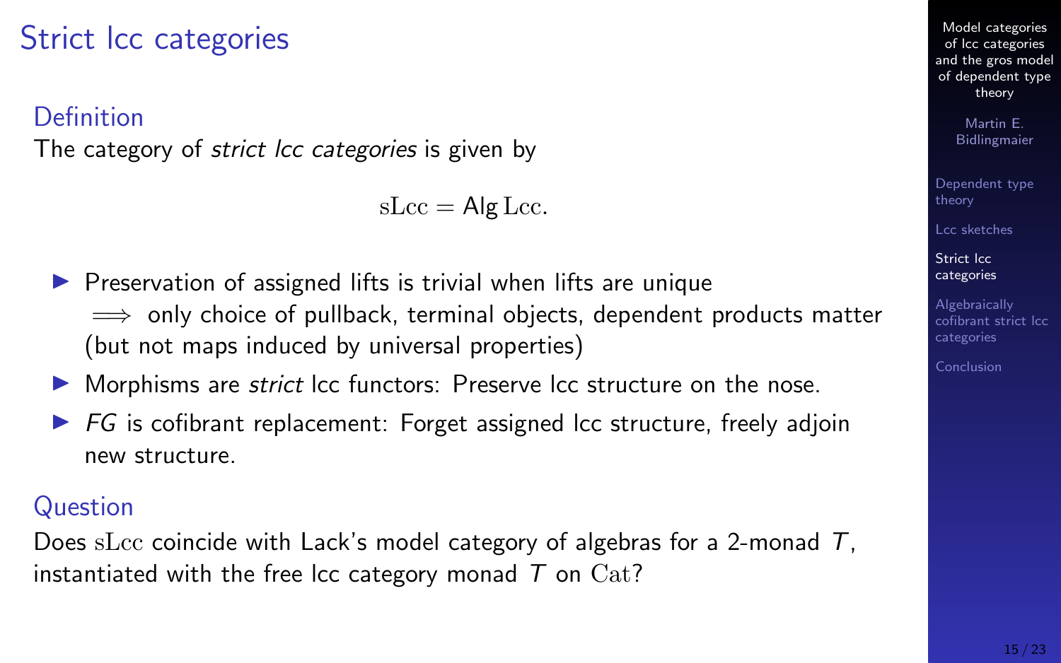# Strict lcc categories

## Definition

The category of *strict lcc categories* is given by

$$\mathrm{sLcc} = \mathsf{Alg}\,\mathrm{Lcc}.$$

- Preservation of assigned lifts is trivial when lifts are unique $\implies$ only choice of pullback, terminal objects, dependent products matter (but not maps induced by universal properties)
- Morphisms are *strict* lcc functors: Preserve lcc structure on the nose.
- $FG$ is cofibrant replacement: Forget assigned lcc structure, freely adjoin new structure.

## Question

Does $\mathrm{sLcc}$ coincide with Lack's model category of algebras for a 2-monad $T$, instantiated with the free lcc category monad $T$ on $\mathrm{Cat}$?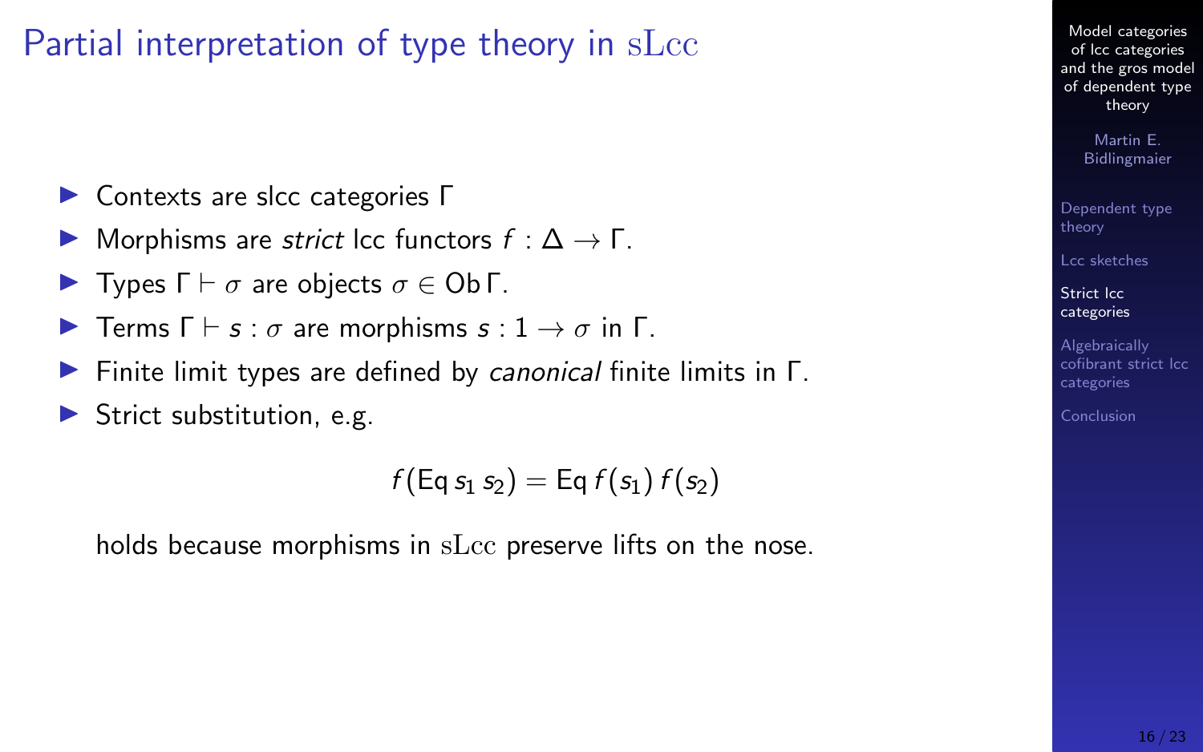# Partial interpretation of type theory in $\mathrm{sLcc}$

- Contexts are slcc categories $\Gamma$
- Morphisms are *strict* lcc functors $f : \Delta \to \Gamma$.
- Types $\Gamma \vdash \sigma$ are objects $\sigma \in \mathrm{Ob}\,\Gamma$.
- Terms $\Gamma \vdash s : \sigma$ are morphisms $s : 1 \to \sigma$ in $\Gamma$.
- Finite limit types are defined by *canonical* finite limits in $\Gamma$.
- Strict substitution, e.g.

$$f(\mathsf{Eq}\, s_1\, s_2) = \mathsf{Eq}\, f(s_1)\, f(s_2)$$

holds because morphisms in $\mathrm{sLcc}$ preserve lifts on the nose.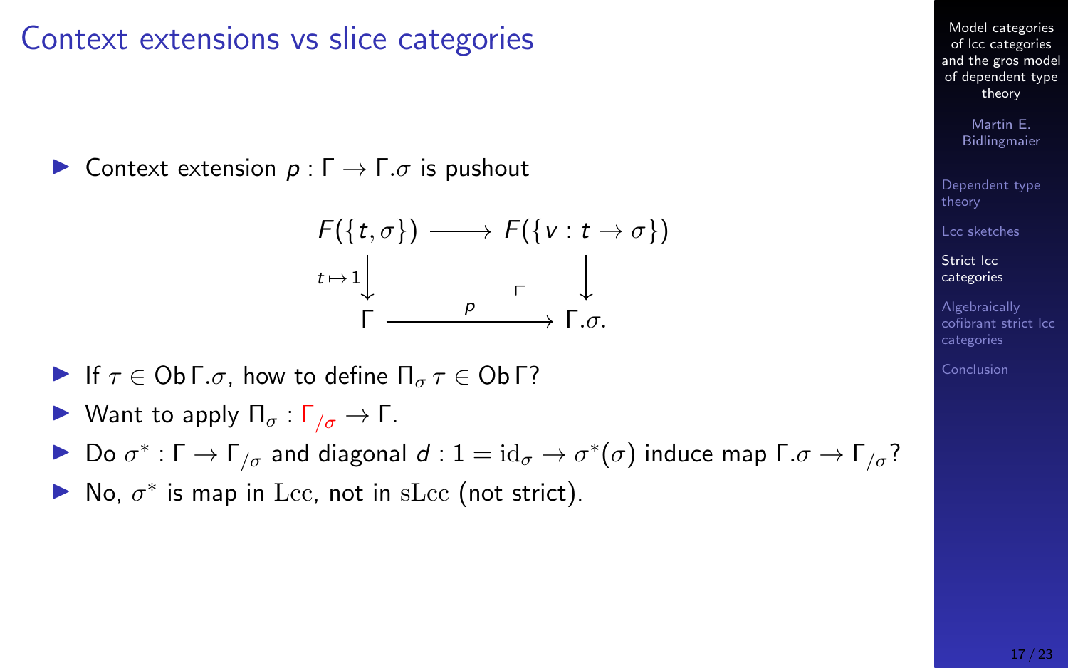# Context extensions vs slice categories

- Context extension $p : \Gamma \to \Gamma.\sigma$ is pushout

$$
\begin{array}{ccc}
F(\{t, \sigma\}) & \longrightarrow & F(\{v : t \to \sigma\}) \\
{\scriptstyle t \mapsto 1}\downarrow & & \downarrow \\
\Gamma & \xrightarrow{\quad p \quad} & \Gamma.\sigma.
\end{array}
$$

- If $\tau \in \operatorname{Ob} \Gamma.\sigma$, how to define $\Pi_\sigma \, \tau \in \operatorname{Ob} \Gamma$?
- Want to apply $\Pi_\sigma : \Gamma_{/\sigma} \to \Gamma$.
- Do $\sigma^* : \Gamma \to \Gamma_{/\sigma}$ and diagonal $d : 1 = \mathrm{id}_\sigma \to \sigma^*(\sigma)$ induce map $\Gamma.\sigma \to \Gamma_{/\sigma}$?
- No, $\sigma^*$ is map in $\mathrm{Lcc}$, not in $\mathrm{sLcc}$ (not strict).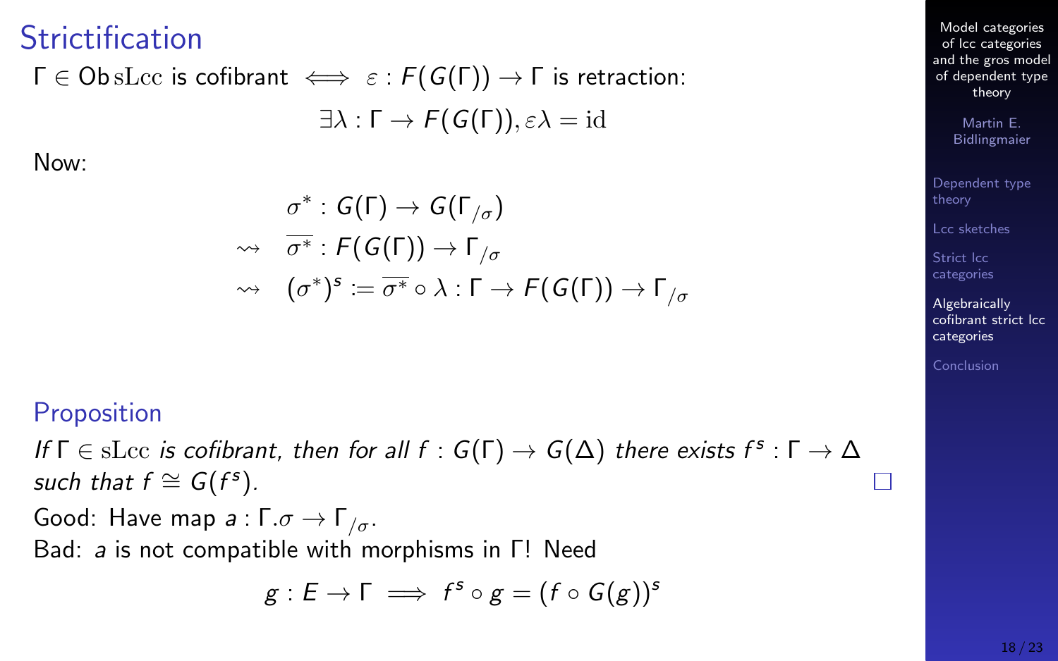# Strictification

$\Gamma \in \mathrm{Ob}\,\mathrm{sLcc}$ is cofibrant $\iff$ $\varepsilon : F(G(\Gamma)) \to \Gamma$ is retraction:

$$\exists \lambda : \Gamma \to F(G(\Gamma)), \varepsilon\lambda = \mathrm{id}$$

Now:

$$\begin{aligned} & \sigma^* : G(\Gamma) \to G(\Gamma_{/\sigma}) \\ \rightsquigarrow \quad & \overline{\sigma^*} : F(G(\Gamma)) \to \Gamma_{/\sigma} \\ \rightsquigarrow \quad & (\sigma^*)^s := \overline{\sigma^*} \circ \lambda : \Gamma \to F(G(\Gamma)) \to \Gamma_{/\sigma} \end{aligned}$$

## Proposition

*If $\Gamma \in \mathrm{sLcc}$ is cofibrant, then for all $f : G(\Gamma) \to G(\Delta)$ there exists $f^s : \Gamma \to \Delta$ such that $f \cong G(f^s)$.* □

Good: Have map $a : \Gamma.\sigma \to \Gamma_{/\sigma}$.

Bad: $a$ is not compatible with morphisms in $\Gamma$! Need

$$g : E \to \Gamma \implies f^s \circ g = (f \circ G(g))^s$$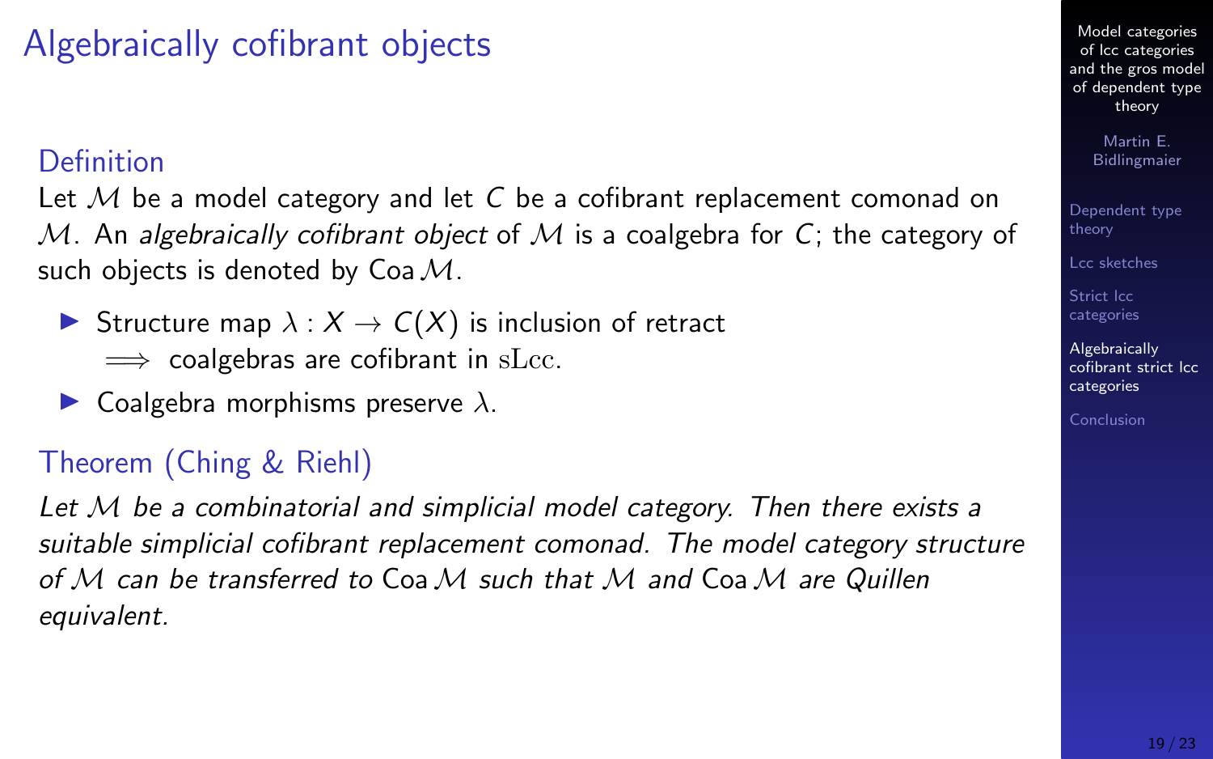# Algebraically cofibrant objects

## Definition

Let $\mathcal{M}$ be a model category and let $C$ be a cofibrant replacement comonad on $\mathcal{M}$. An *algebraically cofibrant object* of $\mathcal{M}$ is a coalgebra for $C$; the category of such objects is denoted by $\mathrm{Coa}\,\mathcal{M}$.

- Structure map $\lambda : X \to C(X)$ is inclusion of retract
  $\implies$ coalgebras are cofibrant in $\mathrm{sLcc}$.
- Coalgebra morphisms preserve $\lambda$.

## Theorem (Ching & Riehl)

*Let $\mathcal{M}$ be a combinatorial and simplicial model category. Then there exists a suitable simplicial cofibrant replacement comonad. The model category structure of $\mathcal{M}$ can be transferred to $\mathrm{Coa}\,\mathcal{M}$ such that $\mathcal{M}$ and $\mathrm{Coa}\,\mathcal{M}$ are Quillen equivalent.*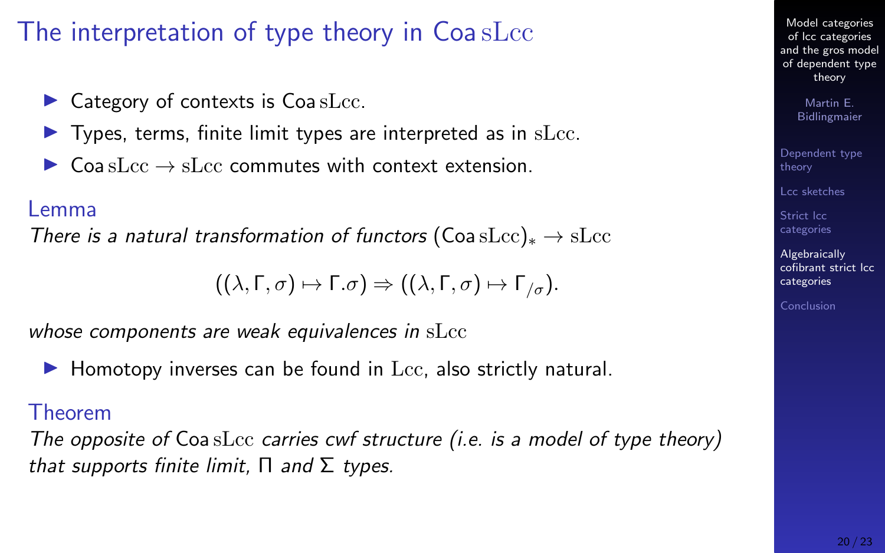# The interpretation of type theory in Coa $\mathrm{sLcc}$

- Category of contexts is Coa $\mathrm{sLcc}$.
- Types, terms, finite limit types are interpreted as in $\mathrm{sLcc}$.
- Coa $\mathrm{sLcc} \to \mathrm{sLcc}$ commutes with context extension.

**Lemma**

*There is a natural transformation of functors* $(\text{Coa}\,\mathrm{sLcc})_* \to \mathrm{sLcc}$

$$((\lambda, \Gamma, \sigma) \mapsto \Gamma.\sigma) \Rightarrow ((\lambda, \Gamma, \sigma) \mapsto \Gamma_{/\sigma}).$$

*whose components are weak equivalences in* $\mathrm{sLcc}$

- Homotopy inverses can be found in $\mathrm{Lcc}$, also strictly natural.

**Theorem**

*The opposite of* Coa $\mathrm{sLcc}$ *carries cwf structure (i.e. is a model of type theory) that supports finite limit,* $\Pi$ *and* $\Sigma$ *types.*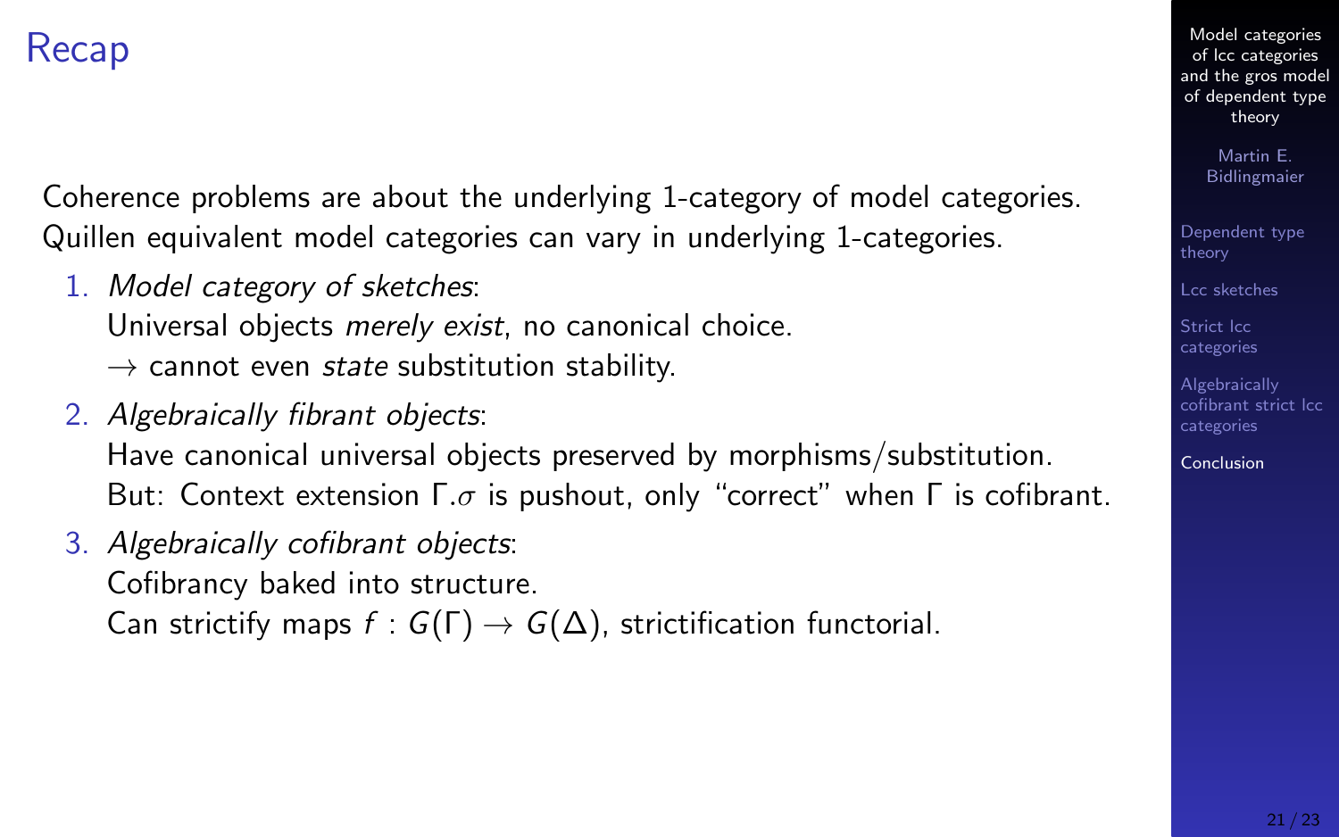# Recap

Coherence problems are about the underlying 1-category of model categories. Quillen equivalent model categories can vary in underlying 1-categories.

1. *Model category of sketches*:
   Universal objects *merely exist*, no canonical choice.
   $\rightarrow$ cannot even *state* substitution stability.
2. *Algebraically fibrant objects*:
   Have canonical universal objects preserved by morphisms/substitution.
   But: Context extension $\Gamma.\sigma$ is pushout, only "correct" when $\Gamma$ is cofibrant.
3. *Algebraically cofibrant objects*:
   Cofibrancy baked into structure.
   Can strictify maps $f : G(\Gamma) \rightarrow G(\Delta)$, strictification functorial.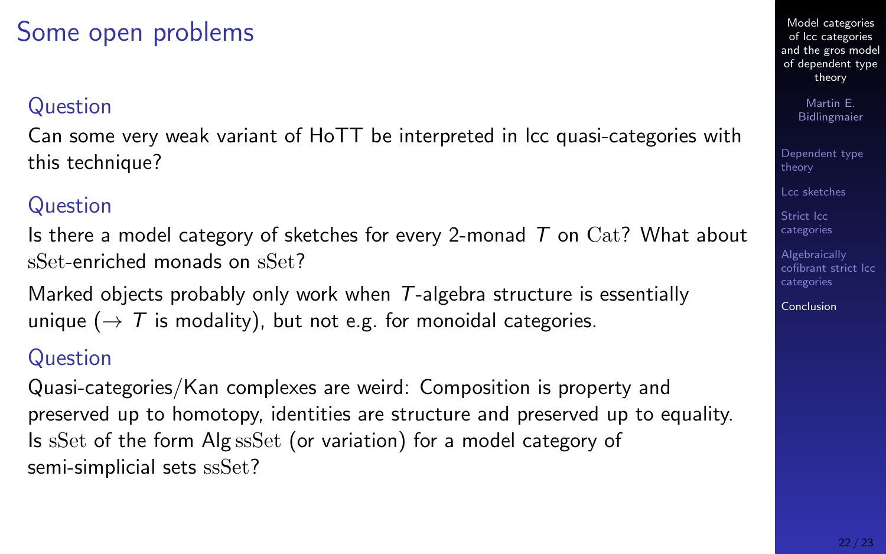# Some open problems

### Question

Can some very weak variant of HoTT be interpreted in lcc quasi-categories with this technique?

### Question

Is there a model category of sketches for every 2-monad $T$ on $\mathrm{Cat}$? What about $\mathrm{sSet}$-enriched monads on $\mathrm{sSet}$?

Marked objects probably only work when $T$-algebra structure is essentially unique ($\rightarrow$ $T$ is modality), but not e.g. for monoidal categories.

### Question

Quasi-categories/Kan complexes are weird: Composition is property and preserved up to homotopy, identities are structure and preserved up to equality. Is $\mathrm{sSet}$ of the form $\mathrm{Alg}\,\mathrm{ssSet}$ (or variation) for a model category of semi-simplicial sets $\mathrm{ssSet}$?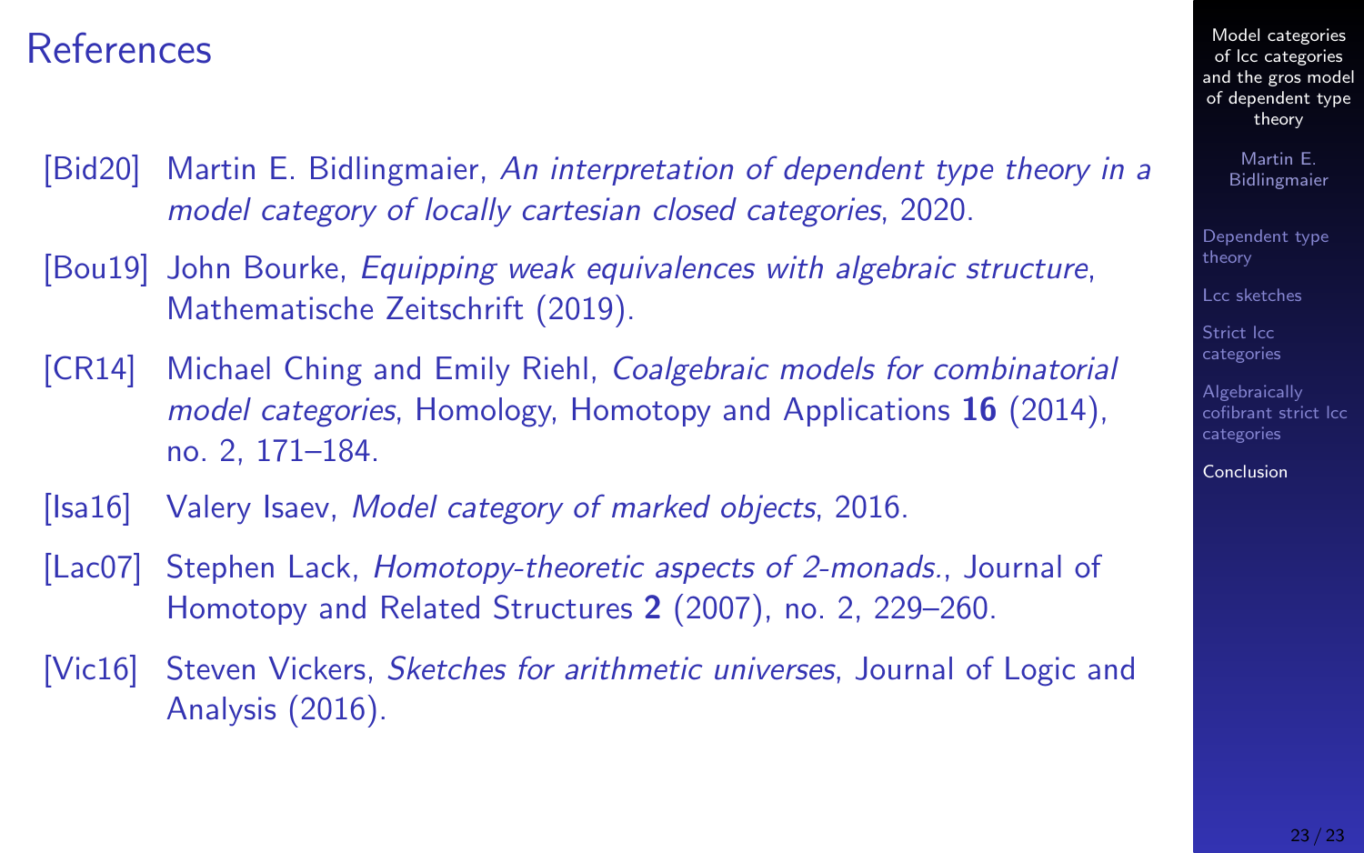# References

[Bid20] Martin E. Bidlingmaier, *An interpretation of dependent type theory in a model category of locally cartesian closed categories*, 2020.

[Bou19] John Bourke, *Equipping weak equivalences with algebraic structure*, Mathematische Zeitschrift (2019).

[CR14] Michael Ching and Emily Riehl, *Coalgebraic models for combinatorial model categories*, Homology, Homotopy and Applications **16** (2014), no. 2, 171–184.

[Isa16] Valery Isaev, *Model category of marked objects*, 2016.

[Lac07] Stephen Lack, *Homotopy-theoretic aspects of 2-monads.*, Journal of Homotopy and Related Structures **2** (2007), no. 2, 229–260.

[Vic16] Steven Vickers, *Sketches for arithmetic universes*, Journal of Logic and Analysis (2016).